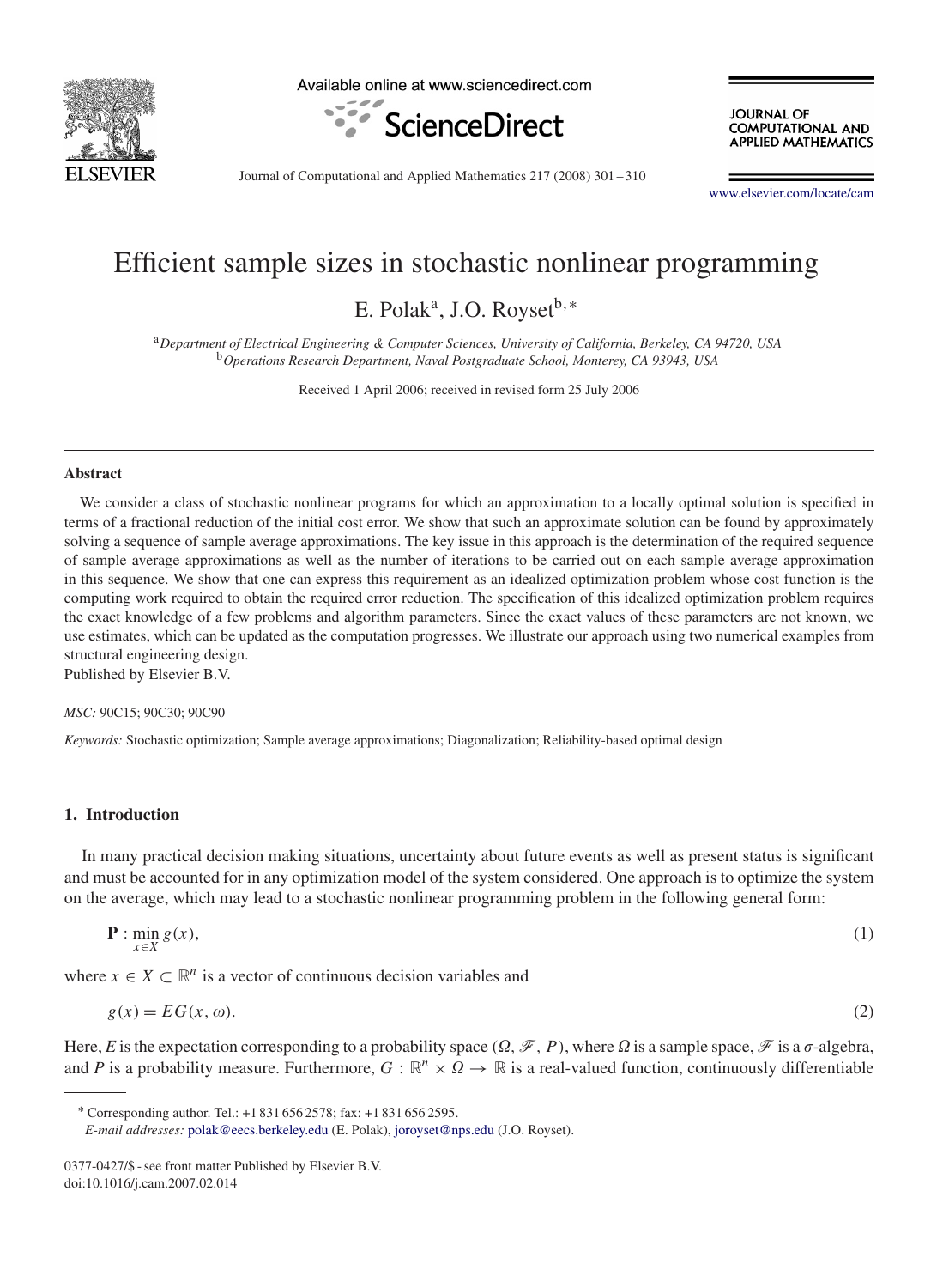# Efficient sample sizes in stochastic nonlinear programming

E. Polak[a], J.O. Royset[b,*]

[a] Department of Electrical Engineering & Computer Sciences, University of California, Berkeley, CA 94720, USA
[b] Operations Research Department, Naval Postgraduate School, Monterey, CA 93943, USA

Received 1 April 2006; received in revised form 25 July 2006

## Abstract

We consider a class of stochastic nonlinear programs for which an approximation to a locally optimal solution is specified in terms of a fractional reduction of the initial cost error. We show that such an approximate solution can be found by approximately solving a sequence of sample average approximations. The key issue in this approach is the determination of the required sequence of sample average approximations as well as the number of iterations to be carried out on each sample average approximation in this sequence. We show that one can express this requirement as an idealized optimization problem whose cost function is the computing work required to obtain the required error reduction. The specification of this idealized optimization problem requires the exact knowledge of a few problems and algorithm parameters. Since the exact values of these parameters are not known, we use estimates, which can be updated as the computation progresses. We illustrate our approach using two numerical examples from structural engineering design.
Published by Elsevier B.V.

*MSC:* 90C15; 90C30; 90C90

*Keywords:* Stochastic optimization; Sample average approximations; Diagonalization; Reliability-based optimal design

## 1. Introduction

In many practical decision making situations, uncertainty about future events as well as present status is significant and must be accounted for in any optimization model of the system considered. One approach is to optimize the system on the average, which may lead to a stochastic nonlinear programming problem in the following general form:

$$\mathbf{P} : \min_{x \in X} g(x), \tag{1}$$

where $x \in X \subset \mathbb{R}^n$ is a vector of continuous decision variables and

$$g(x) = EG(x, \omega). \tag{2}$$

Here, $E$ is the expectation corresponding to a probability space $(\Omega, \mathscr{F}, P)$, where $\Omega$ is a sample space, $\mathscr{F}$ is a $\sigma$-algebra, and $P$ is a probability measure. Furthermore, $G : \mathbb{R}^n \times \Omega \to \mathbb{R}$ is a real-valued function, continuously differentiable

---

* Corresponding author. Tel.: +1 831 656 2578; fax: +1 831 656 2595.
*E-mail addresses:* polak@eecs.berkeley.edu (E. Polak), joroyset@nps.edu (J.O. Royset).

0377-0427/$ - see front matter Published by Elsevier B.V.
doi:10.1016/j.cam.2007.02.014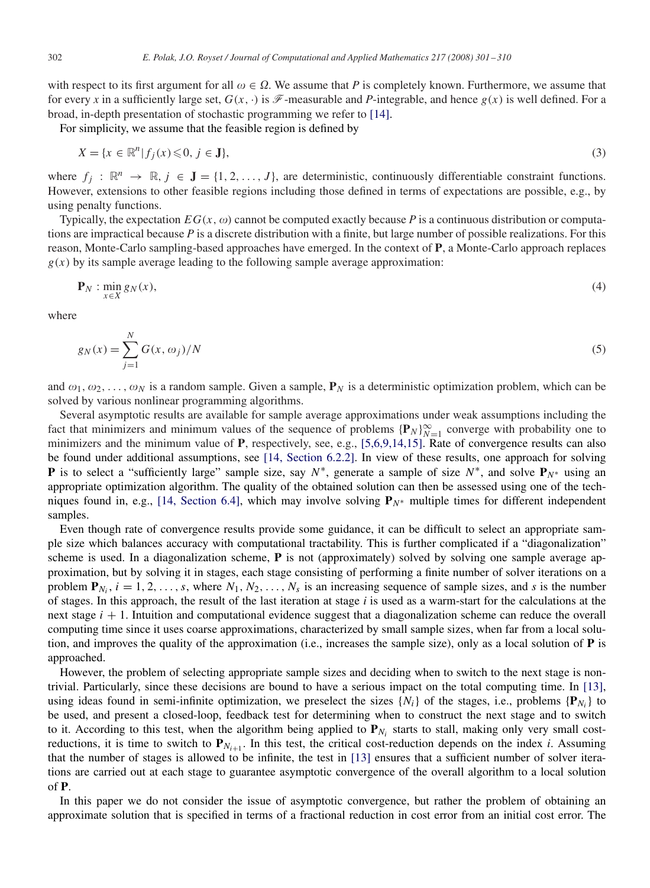with respect to its first argument for all $\omega \in \Omega$. We assume that $P$ is completely known. Furthermore, we assume that for every $x$ in a sufficiently large set, $G(x, \cdot)$ is $\mathscr{F}$-measurable and $P$-integrable, and hence $g(x)$ is well defined. For a broad, in-depth presentation of stochastic programming we refer to [14].

For simplicity, we assume that the feasible region is defined by

$$X = \{x \in \mathbb{R}^n \mid f_j(x) \leqslant 0,\ j \in \mathbf{J}\}, \tag{3}$$

where $f_j : \mathbb{R}^n \to \mathbb{R}$, $j \in \mathbf{J} = \{1, 2, \ldots, J\}$, are deterministic, continuously differentiable constraint functions. However, extensions to other feasible regions including those defined in terms of expectations are possible, e.g., by using penalty functions.

Typically, the expectation $EG(x, \omega)$ cannot be computed exactly because $P$ is a continuous distribution or computations are impractical because $P$ is a discrete distribution with a finite, but large number of possible realizations. For this reason, Monte-Carlo sampling-based approaches have emerged. In the context of $\mathbf{P}$, a Monte-Carlo approach replaces $g(x)$ by its sample average leading to the following sample average approximation:

$$\mathbf{P}_N : \min_{x \in X} g_N(x), \tag{4}$$

where

$$g_N(x) = \sum_{j=1}^{N} G(x, \omega_j)/N \tag{5}$$

and $\omega_1, \omega_2, \ldots, \omega_N$ is a random sample. Given a sample, $\mathbf{P}_N$ is a deterministic optimization problem, which can be solved by various nonlinear programming algorithms.

Several asymptotic results are available for sample average approximations under weak assumptions including the fact that minimizers and minimum values of the sequence of problems $\{\mathbf{P}_N\}_{N=1}^{\infty}$ converge with probability one to minimizers and the minimum value of $\mathbf{P}$, respectively, see, e.g., [5,6,9,14,15]. Rate of convergence results can also be found under additional assumptions, see [14, Section 6.2.2]. In view of these results, one approach for solving $\mathbf{P}$ is to select a "sufficiently large" sample size, say $N^*$, generate a sample of size $N^*$, and solve $\mathbf{P}_{N^*}$ using an appropriate optimization algorithm. The quality of the obtained solution can then be assessed using one of the techniques found in, e.g., [14, Section 6.4], which may involve solving $\mathbf{P}_{N^*}$ multiple times for different independent samples.

Even though rate of convergence results provide some guidance, it can be difficult to select an appropriate sample size which balances accuracy with computational tractability. This is further complicated if a "diagonalization" scheme is used. In a diagonalization scheme, $\mathbf{P}$ is not (approximately) solved by solving one sample average approximation, but by solving it in stages, each stage consisting of performing a finite number of solver iterations on a problem $\mathbf{P}_{N_i}$, $i = 1, 2, \ldots, s$, where $N_1, N_2, \ldots, N_s$ is an increasing sequence of sample sizes, and $s$ is the number of stages. In this approach, the result of the last iteration at stage $i$ is used as a warm-start for the calculations at the next stage $i + 1$. Intuition and computational evidence suggest that a diagonalization scheme can reduce the overall computing time since it uses coarse approximations, characterized by small sample sizes, when far from a local solution, and improves the quality of the approximation (i.e., increases the sample size), only as a local solution of $\mathbf{P}$ is approached.

However, the problem of selecting appropriate sample sizes and deciding when to switch to the next stage is nontrivial. Particularly, since these decisions are bound to have a serious impact on the total computing time. In [13], using ideas found in semi-infinite optimization, we preselect the sizes $\{N_i\}$ of the stages, i.e., problems $\{\mathbf{P}_{N_i}\}$ to be used, and present a closed-loop, feedback test for determining when to construct the next stage and to switch to it. According to this test, when the algorithm being applied to $\mathbf{P}_{N_i}$ starts to stall, making only very small cost-reductions, it is time to switch to $\mathbf{P}_{N_{i+1}}$. In this test, the critical cost-reduction depends on the index $i$. Assuming that the number of stages is allowed to be infinite, the test in [13] ensures that a sufficient number of solver iterations are carried out at each stage to guarantee asymptotic convergence of the overall algorithm to a local solution of $\mathbf{P}$.

In this paper we do not consider the issue of asymptotic convergence, but rather the problem of obtaining an approximate solution that is specified in terms of a fractional reduction in cost error from an initial cost error. The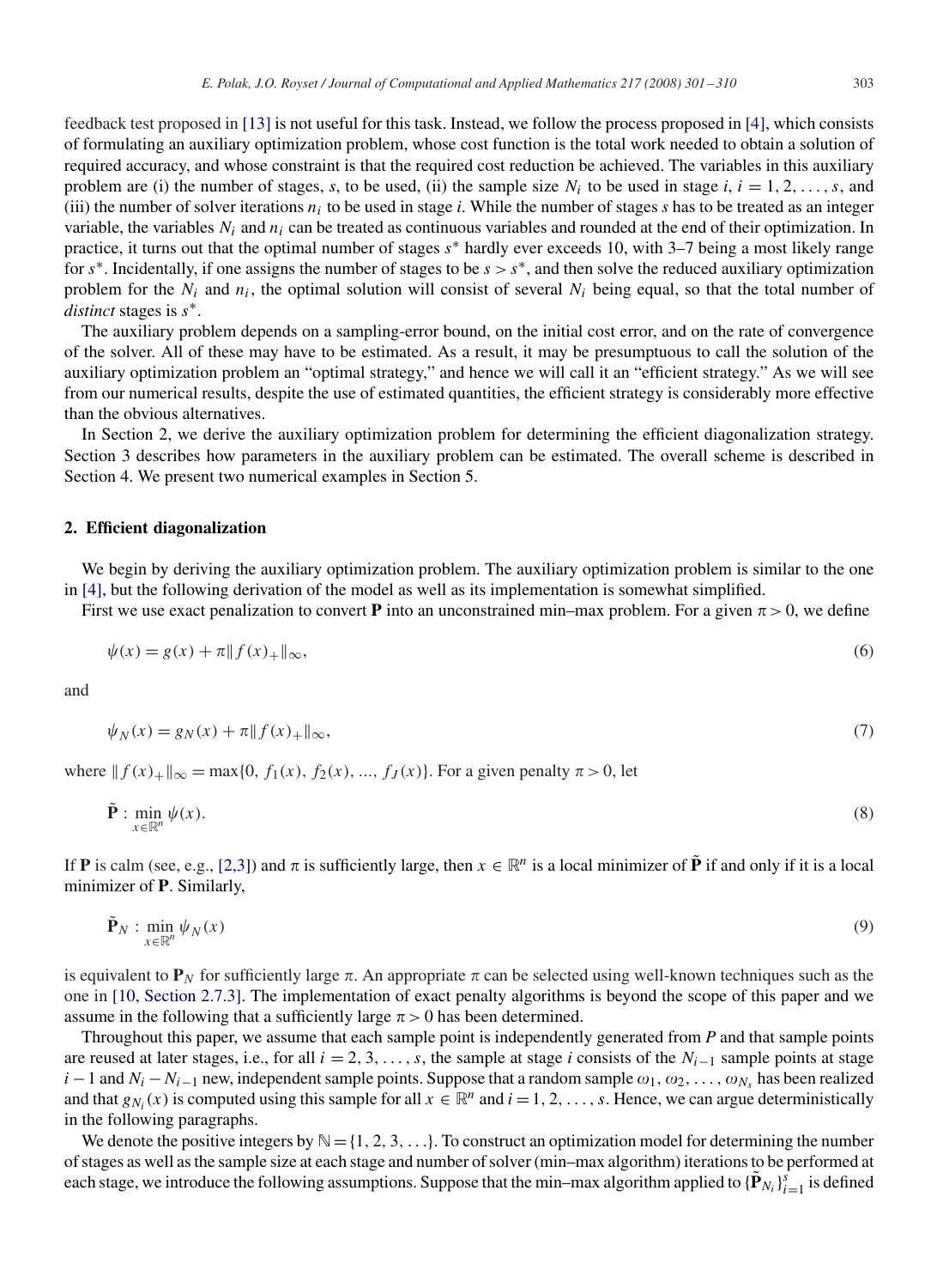feedback test proposed in [13] is not useful for this task. Instead, we follow the process proposed in [4], which consists of formulating an auxiliary optimization problem, whose cost function is the total work needed to obtain a solution of required accuracy, and whose constraint is that the required cost reduction be achieved. The variables in this auxiliary problem are (i) the number of stages, $s$, to be used, (ii) the sample size $N_i$ to be used in stage $i$, $i = 1, 2, \ldots, s$, and (iii) the number of solver iterations $n_i$ to be used in stage $i$. While the number of stages $s$ has to be treated as an integer variable, the variables $N_i$ and $n_i$ can be treated as continuous variables and rounded at the end of their optimization. In practice, it turns out that the optimal number of stages $s^*$ hardly ever exceeds 10, with 3–7 being a most likely range for $s^*$. Incidentally, if one assigns the number of stages to be $s > s^*$, and then solve the reduced auxiliary optimization problem for the $N_i$ and $n_i$, the optimal solution will consist of several $N_i$ being equal, so that the total number of *distinct* stages is $s^*$.

The auxiliary problem depends on a sampling-error bound, on the initial cost error, and on the rate of convergence of the solver. All of these may have to be estimated. As a result, it may be presumptuous to call the solution of the auxiliary optimization problem an "optimal strategy," and hence we will call it an "efficient strategy." As we will see from our numerical results, despite the use of estimated quantities, the efficient strategy is considerably more effective than the obvious alternatives.

In Section 2, we derive the auxiliary optimization problem for determining the efficient diagonalization strategy. Section 3 describes how parameters in the auxiliary problem can be estimated. The overall scheme is described in Section 4. We present two numerical examples in Section 5.

## 2. Efficient diagonalization

We begin by deriving the auxiliary optimization problem. The auxiliary optimization problem is similar to the one in [4], but the following derivation of the model as well as its implementation is somewhat simplified.

First we use exact penalization to convert **P** into an unconstrained min–max problem. For a given $\pi > 0$, we define

$$\psi(x) = g(x) + \pi\|f(x)_+\|_\infty, \tag{6}$$

and

$$\psi_N(x) = g_N(x) + \pi\|f(x)_+\|_\infty, \tag{7}$$

where $\|f(x)_+\|_\infty = \max\{0, f_1(x), f_2(x), \ldots, f_J(x)\}$. For a given penalty $\pi > 0$, let

$$\tilde{\mathbf{P}} : \min_{x\in\mathbb{R}^n} \psi(x). \tag{8}$$

If **P** is calm (see, e.g., [2,3]) and $\pi$ is sufficiently large, then $x \in \mathbb{R}^n$ is a local minimizer of $\tilde{\mathbf{P}}$ if and only if it is a local minimizer of **P**. Similarly,

$$\tilde{\mathbf{P}}_N : \min_{x\in\mathbb{R}^n} \psi_N(x) \tag{9}$$

is equivalent to $\mathbf{P}_N$ for sufficiently large $\pi$. An appropriate $\pi$ can be selected using well-known techniques such as the one in [10, Section 2.7.3]. The implementation of exact penalty algorithms is beyond the scope of this paper and we assume in the following that a sufficiently large $\pi > 0$ has been determined.

Throughout this paper, we assume that each sample point is independently generated from $P$ and that sample points are reused at later stages, i.e., for all $i = 2, 3, \ldots, s$, the sample at stage $i$ consists of the $N_{i-1}$ sample points at stage $i-1$ and $N_i - N_{i-1}$ new, independent sample points. Suppose that a random sample $\omega_1, \omega_2, \ldots, \omega_{N_s}$ has been realized and that $g_{N_i}(x)$ is computed using this sample for all $x \in \mathbb{R}^n$ and $i = 1, 2, \ldots, s$. Hence, we can argue deterministically in the following paragraphs.

We denote the positive integers by $\mathbb{N} = \{1, 2, 3, \ldots\}$. To construct an optimization model for determining the number of stages as well as the sample size at each stage and number of solver (min–max algorithm) iterations to be performed at each stage, we introduce the following assumptions. Suppose that the min–max algorithm applied to $\{\tilde{\mathbf{P}}_{N_i}\}_{i=1}^{s}$ is defined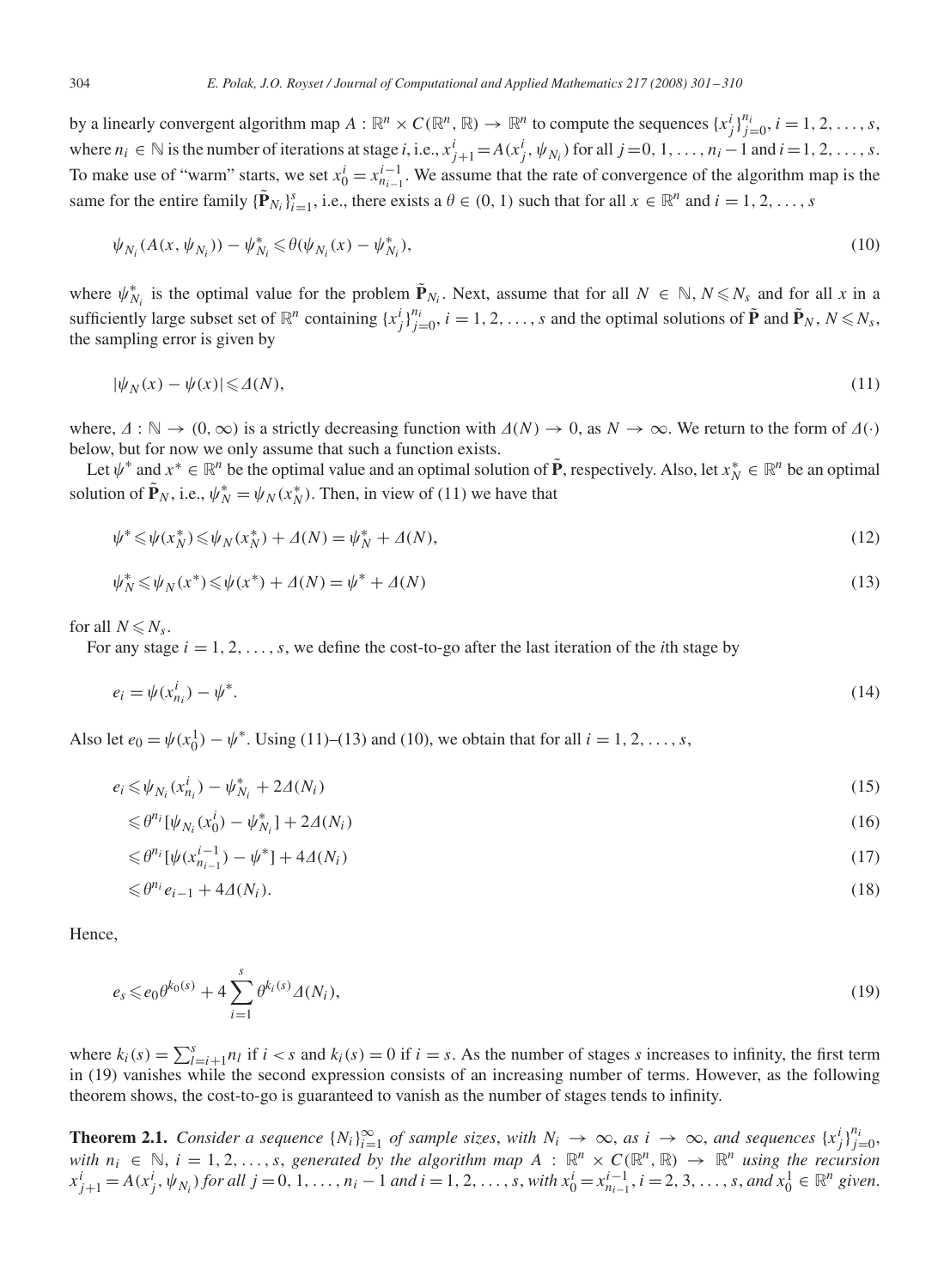by a linearly convergent algorithm map $A : \mathbb{R}^n \times C(\mathbb{R}^n, \mathbb{R}) \to \mathbb{R}^n$ to compute the sequences $\{x_j^i\}_{j=0}^{n_i}$, $i = 1, 2, \ldots, s$, where $n_i \in \mathbb{N}$ is the number of iterations at stage $i$, i.e., $x_{j+1}^i = A(x_j^i, \psi_{N_i})$ for all $j = 0, 1, \ldots, n_i - 1$ and $i = 1, 2, \ldots, s$. To make use of "warm" starts, we set $x_0^i = x_{n_{i-1}}^{i-1}$. We assume that the rate of convergence of the algorithm map is the same for the entire family $\{\tilde{\mathbf{P}}_{N_i}\}_{i=1}^s$, i.e., there exists a $\theta \in (0, 1)$ such that for all $x \in \mathbb{R}^n$ and $i = 1, 2, \ldots, s$

$$\psi_{N_i}(A(x, \psi_{N_i})) - \psi_{N_i}^* \leqslant \theta(\psi_{N_i}(x) - \psi_{N_i}^*), \tag{10}$$

where $\psi_{N_i}^*$ is the optimal value for the problem $\tilde{\mathbf{P}}_{N_i}$. Next, assume that for all $N \in \mathbb{N}$, $N \leqslant N_s$ and for all $x$ in a sufficiently large subset set of $\mathbb{R}^n$ containing $\{x_j^i\}_{j=0}^{n_i}$, $i = 1, 2, \ldots, s$ and the optimal solutions of $\tilde{\mathbf{P}}$ and $\tilde{\mathbf{P}}_N$, $N \leqslant N_s$, the sampling error is given by

$$|\psi_N(x) - \psi(x)| \leqslant \Delta(N), \tag{11}$$

where, $\Delta : \mathbb{N} \to (0, \infty)$ is a strictly decreasing function with $\Delta(N) \to 0$, as $N \to \infty$. We return to the form of $\Delta(\cdot)$ below, but for now we only assume that such a function exists.

Let $\psi^*$ and $x^* \in \mathbb{R}^n$ be the optimal value and an optimal solution of $\tilde{\mathbf{P}}$, respectively. Also, let $x_N^* \in \mathbb{R}^n$ be an optimal solution of $\tilde{\mathbf{P}}_N$, i.e., $\psi_N^* = \psi_N(x_N^*)$. Then, in view of (11) we have that

$$\psi^* \leqslant \psi(x_N^*) \leqslant \psi_N(x_N^*) + \Delta(N) = \psi_N^* + \Delta(N), \tag{12}$$

$$\psi_N^* \leqslant \psi_N(x^*) \leqslant \psi(x^*) + \Delta(N) = \psi^* + \Delta(N) \tag{13}$$

for all $N \leqslant N_s$.

For any stage $i = 1, 2, \ldots, s$, we define the cost-to-go after the last iteration of the $i$th stage by

$$e_i = \psi(x_{n_i}^i) - \psi^*. \tag{14}$$

Also let $e_0 = \psi(x_0^1) - \psi^*$. Using (11)–(13) and (10), we obtain that for all $i = 1, 2, \ldots, s$,

$$e_i \leqslant \psi_{N_i}(x_{n_i}^i) - \psi_{N_i}^* + 2\Delta(N_i) \tag{15}$$

$$\leqslant \theta^{n_i}[\psi_{N_i}(x_0^i) - \psi_{N_i}^*] + 2\Delta(N_i) \tag{16}$$

$$\leqslant \theta^{n_i}[\psi(x_{n_{i-1}}^{i-1}) - \psi^*] + 4\Delta(N_i) \tag{17}$$

$$\leqslant \theta^{n_i} e_{i-1} + 4\Delta(N_i). \tag{18}$$

Hence,

$$e_s \leqslant e_0 \theta^{k_0(s)} + 4 \sum_{i=1}^{s} \theta^{k_i(s)} \Delta(N_i), \tag{19}$$

where $k_i(s) = \sum_{l=i+1}^{s} n_l$ if $i < s$ and $k_i(s) = 0$ if $i = s$. As the number of stages $s$ increases to infinity, the first term in (19) vanishes while the second expression consists of an increasing number of terms. However, as the following theorem shows, the cost-to-go is guaranteed to vanish as the number of stages tends to infinity.

**Theorem 2.1.** *Consider a sequence $\{N_i\}_{i=1}^\infty$ of sample sizes, with $N_i \to \infty$, as $i \to \infty$, and sequences $\{x_j^i\}_{j=0}^{n_i}$, with $n_i \in \mathbb{N}$, $i = 1, 2, \ldots, s$, generated by the algorithm map $A : \mathbb{R}^n \times C(\mathbb{R}^n, \mathbb{R}) \to \mathbb{R}^n$ using the recursion $x_{j+1}^i = A(x_j^i, \psi_{N_i})$ for all $j = 0, 1, \ldots, n_i - 1$ and $i = 1, 2, \ldots, s$, with $x_0^i = x_{n_{i-1}}^{i-1}$, $i = 2, 3, \ldots, s$, and $x_0^1 \in \mathbb{R}^n$ given.*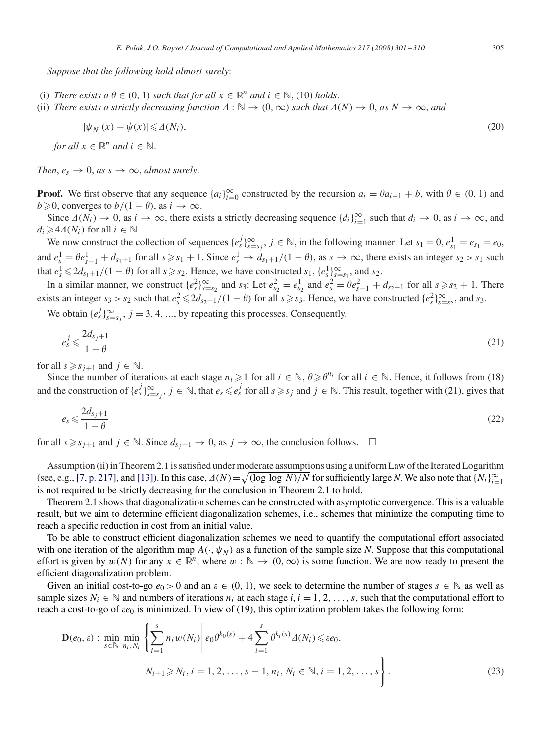*Suppose that the following hold almost surely*:

(i) *There exists a* $\theta \in (0, 1)$ *such that for all* $x \in \mathbb{R}^n$ *and* $i \in \mathbb{N}$, (10) *holds*.
(ii) *There exists a strictly decreasing function* $\Delta : \mathbb{N} \to (0, \infty)$ *such that* $\Delta(N) \to 0$, *as* $N \to \infty$, *and*

$$|\psi_{N_i}(x) - \psi(x)| \leqslant \Delta(N_i), \tag{20}$$

*for all* $x \in \mathbb{R}^n$ *and* $i \in \mathbb{N}$.

*Then*, $e_s \to 0$, *as* $s \to \infty$, *almost surely*.

**Proof.** We first observe that any sequence $\{a_i\}_{i=0}^{\infty}$ constructed by the recursion $a_i = \theta a_{i-1} + b$, with $\theta \in (0, 1)$ and $b \geqslant 0$, converges to $b/(1-\theta)$, as $i \to \infty$.

Since $\Delta(N_i) \to 0$, as $i \to \infty$, there exists a strictly decreasing sequence $\{d_i\}_{i=1}^{\infty}$ such that $d_i \to 0$, as $i \to \infty$, and $d_i \geqslant 4\Delta(N_i)$ for all $i \in \mathbb{N}$.

We now construct the collection of sequences $\{e_s^j\}_{s=s_j}^{\infty}$, $j \in \mathbb{N}$, in the following manner: Let $s_1 = 0$, $e_{s_1}^1 = e_{s_1} = e_0$, and $e_s^1 = \theta e_{s-1}^1 + d_{s_1+1}$ for all $s \geqslant s_1 + 1$. Since $e_s^1 \to d_{s_1+1}/(1-\theta)$, as $s \to \infty$, there exists an integer $s_2 > s_1$ such that $e_s^1 \leqslant 2d_{s_1+1}/(1-\theta)$ for all $s \geqslant s_2$. Hence, we have constructed $s_1$, $\{e_s^1\}_{s=s_1}^{\infty}$, and $s_2$.

In a similar manner, we construct $\{e_s^2\}_{s=s_2}^{\infty}$ and $s_3$: Let $e_{s_2}^2 = e_{s_2}^1$ and $e_s^2 = \theta e_{s-1}^2 + d_{s_2+1}$ for all $s \geqslant s_2 + 1$. There exists an integer $s_3 > s_2$ such that $e_s^2 \leqslant 2d_{s_2+1}/(1-\theta)$ for all $s \geqslant s_3$. Hence, we have constructed $\{e_s^2\}_{s=s_2}^{\infty}$, and $s_3$.

We obtain $\{e_s^j\}_{s=s_j}^{\infty}$, $j = 3, 4, \ldots$, by repeating this processes. Consequently,

$$e_s^j \leqslant \frac{2d_{s_j+1}}{1-\theta} \tag{21}$$

for all $s \geqslant s_{j+1}$ and $j \in \mathbb{N}$.

Since the number of iterations at each stage $n_i \geqslant 1$ for all $i \in \mathbb{N}$, $\theta \geqslant \theta^{n_i}$ for all $i \in \mathbb{N}$. Hence, it follows from (18) and the construction of $\{e_s^j\}_{s=s_j}^{\infty}$, $j \in \mathbb{N}$, that $e_s \leqslant e_s^j$ for all $s \geqslant s_j$ and $j \in \mathbb{N}$. This result, together with (21), gives that

$$e_s \leqslant \frac{2d_{s_j+1}}{1-\theta} \tag{22}$$

for all $s \geqslant s_{j+1}$ and $j \in \mathbb{N}$. Since $d_{s_j+1} \to 0$, as $j \to \infty$, the conclusion follows. $\square$

Assumption (ii) in Theorem 2.1 is satisfied under moderate assumptions using a uniform Law of the Iterated Logarithm (see, e.g., [7, p. 217], and [13]). In this case, $\Delta(N) = \sqrt{(\log\log N)/N}$ for sufficiently large $N$. We also note that $\{N_i\}_{i=1}^{\infty}$ is not required to be strictly decreasing for the conclusion in Theorem 2.1 to hold.

Theorem 2.1 shows that diagonalization schemes can be constructed with asymptotic convergence. This is a valuable result, but we aim to determine efficient diagonalization schemes, i.e., schemes that minimize the computing time to reach a specific reduction in cost from an initial value.

To be able to construct efficient diagonalization schemes we need to quantify the computational effort associated with one iteration of the algorithm map $A(\cdot, \psi_N)$ as a function of the sample size $N$. Suppose that this computational effort is given by $w(N)$ for any $x \in \mathbb{R}^n$, where $w : \mathbb{N} \to (0, \infty)$ is some function. We are now ready to present the efficient diagonalization problem.

Given an initial cost-to-go $e_0 > 0$ and an $\varepsilon \in (0, 1)$, we seek to determine the number of stages $s \in \mathbb{N}$ as well as sample sizes $N_i \in \mathbb{N}$ and numbers of iterations $n_i$ at each stage $i$, $i = 1, 2, \ldots, s$, such that the computational effort to reach a cost-to-go of $\varepsilon e_0$ is minimized. In view of (19), this optimization problem takes the following form:

$$\mathbf{D}(e_0, \varepsilon) : \min_{s \in \mathbb{N}} \min_{n_i, N_i} \left\{ \sum_{i=1}^{s} n_i w(N_i) \,\middle|\, e_0 \theta^{k_0(s)} + 4 \sum_{i=1}^{s} \theta^{k_i(s)} \Delta(N_i) \leqslant \varepsilon e_0, \right.$$
$$\left. N_{i+1} \geqslant N_i,\ i = 1, 2, \ldots, s-1,\ n_i, N_i \in \mathbb{N},\ i = 1, 2, \ldots, s \right\}. \tag{23}$$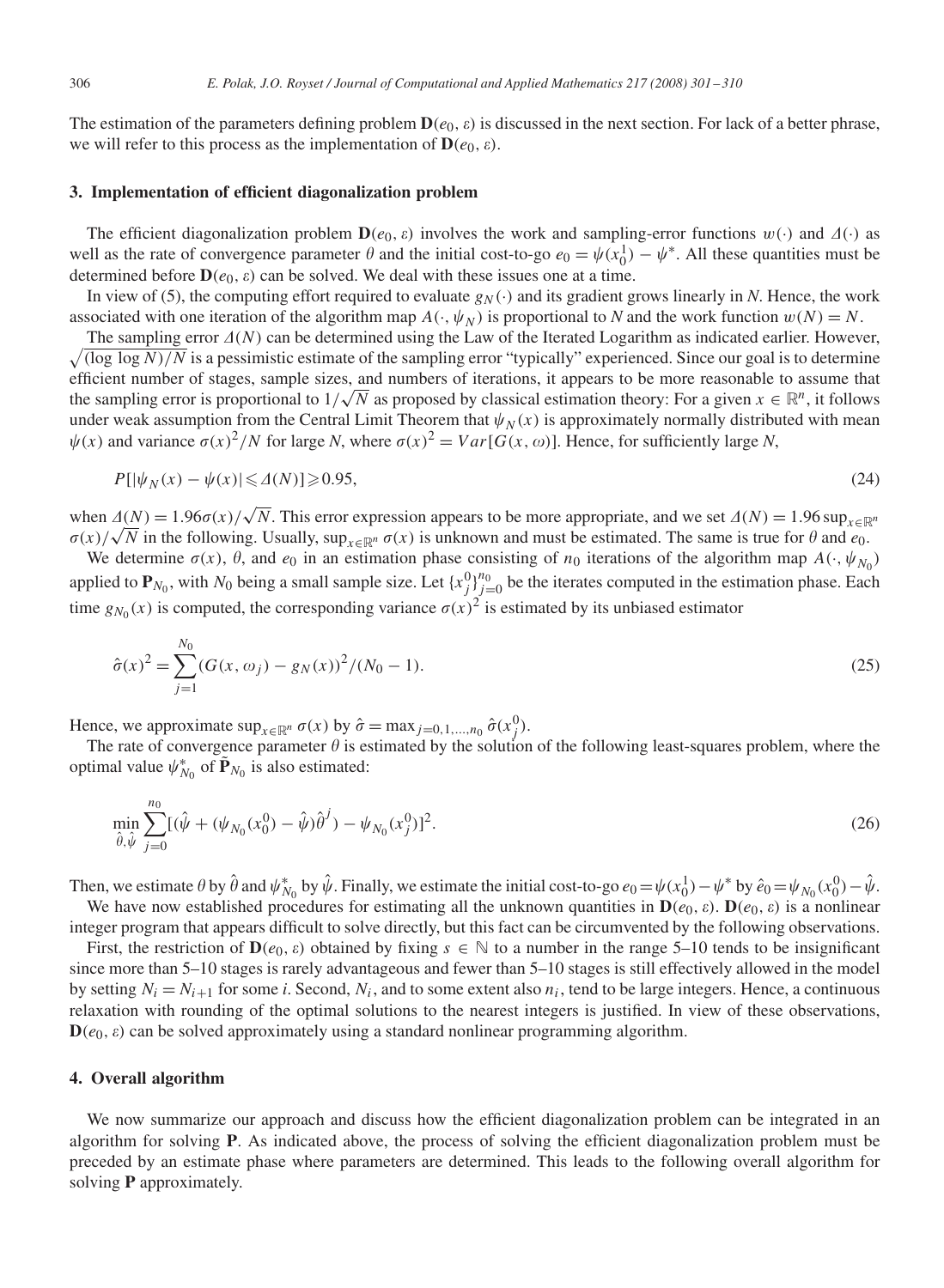The estimation of the parameters defining problem $\mathbf{D}(e_0, \varepsilon)$ is discussed in the next section. For lack of a better phrase, we will refer to this process as the implementation of $\mathbf{D}(e_0, \varepsilon)$.

## 3. Implementation of efficient diagonalization problem

The efficient diagonalization problem $\mathbf{D}(e_0, \varepsilon)$ involves the work and sampling-error functions $w(\cdot)$ and $\Delta(\cdot)$ as well as the rate of convergence parameter $\theta$ and the initial cost-to-go $e_0 = \psi(x_0^1) - \psi^*$. All these quantities must be determined before $\mathbf{D}(e_0, \varepsilon)$ can be solved. We deal with these issues one at a time.

In view of (5), the computing effort required to evaluate $g_N(\cdot)$ and its gradient grows linearly in $N$. Hence, the work associated with one iteration of the algorithm map $A(\cdot, \psi_N)$ is proportional to $N$ and the work function $w(N) = N$.

The sampling error $\Delta(N)$ can be determined using the Law of the Iterated Logarithm as indicated earlier. However, $\sqrt{(\log\log N)/N}$ is a pessimistic estimate of the sampling error "typically" experienced. Since our goal is to determine efficient number of stages, sample sizes, and numbers of iterations, it appears to be more reasonable to assume that the sampling error is proportional to $1/\sqrt{N}$ as proposed by classical estimation theory: For a given $x \in \mathbb{R}^n$, it follows under weak assumption from the Central Limit Theorem that $\psi_N(x)$ is approximately normally distributed with mean $\psi(x)$ and variance $\sigma(x)^2/N$ for large $N$, where $\sigma(x)^2 = Var[G(x, \omega)]$. Hence, for sufficiently large $N$,

$$P[|\psi_N(x) - \psi(x)| \leqslant \Delta(N)] \geqslant 0.95, \tag{24}$$

when $\Delta(N) = 1.96\sigma(x)/\sqrt{N}$. This error expression appears to be more appropriate, and we set $\Delta(N) = 1.96 \sup_{x\in\mathbb{R}^n} \sigma(x)/\sqrt{N}$ in the following. Usually, $\sup_{x\in\mathbb{R}^n} \sigma(x)$ is unknown and must be estimated. The same is true for $\theta$ and $e_0$.

We determine $\sigma(x)$, $\theta$, and $e_0$ in an estimation phase consisting of $n_0$ iterations of the algorithm map $A(\cdot, \psi_{N_0})$ applied to $\mathbf{P}_{N_0}$, with $N_0$ being a small sample size. Let $\{x_j^0\}_{j=0}^{n_0}$ be the iterates computed in the estimation phase. Each time $g_{N_0}(x)$ is computed, the corresponding variance $\sigma(x)^2$ is estimated by its unbiased estimator

$$\hat{\sigma}(x)^2 = \sum_{j=1}^{N_0} (G(x, \omega_j) - g_N(x))^2/(N_0 - 1). \tag{25}$$

Hence, we approximate $\sup_{x\in\mathbb{R}^n} \sigma(x)$ by $\hat{\sigma} = \max_{j=0,1,\ldots,n_0} \hat{\sigma}(x_j^0)$.

The rate of convergence parameter $\theta$ is estimated by the solution of the following least-squares problem, where the optimal value $\psi_{N_0}^*$ of $\tilde{\mathbf{P}}_{N_0}$ is also estimated:

$$\min_{\hat{\theta}, \hat{\psi}} \sum_{j=0}^{n_0} [(\hat{\psi} + (\psi_{N_0}(x_0^0) - \hat{\psi})\hat{\theta}^j) - \psi_{N_0}(x_j^0)]^2. \tag{26}$$

Then, we estimate $\theta$ by $\hat{\theta}$ and $\psi_{N_0}^*$ by $\hat{\psi}$. Finally, we estimate the initial cost-to-go $e_0 = \psi(x_0^1) - \psi^*$ by $\hat{e}_0 = \psi_{N_0}(x_0^0) - \hat{\psi}$.

We have now established procedures for estimating all the unknown quantities in $\mathbf{D}(e_0, \varepsilon)$. $\mathbf{D}(e_0, \varepsilon)$ is a nonlinear integer program that appears difficult to solve directly, but this fact can be circumvented by the following observations.

First, the restriction of $\mathbf{D}(e_0, \varepsilon)$ obtained by fixing $s \in \mathbb{N}$ to a number in the range 5–10 tends to be insignificant since more than 5–10 stages is rarely advantageous and fewer than 5–10 stages is still effectively allowed in the model by setting $N_i = N_{i+1}$ for some $i$. Second, $N_i$, and to some extent also $n_i$, tend to be large integers. Hence, a continuous relaxation with rounding of the optimal solutions to the nearest integers is justified. In view of these observations, $\mathbf{D}(e_0, \varepsilon)$ can be solved approximately using a standard nonlinear programming algorithm.

## 4. Overall algorithm

We now summarize our approach and discuss how the efficient diagonalization problem can be integrated in an algorithm for solving $\mathbf{P}$. As indicated above, the process of solving the efficient diagonalization problem must be preceded by an estimate phase where parameters are determined. This leads to the following overall algorithm for solving $\mathbf{P}$ approximately.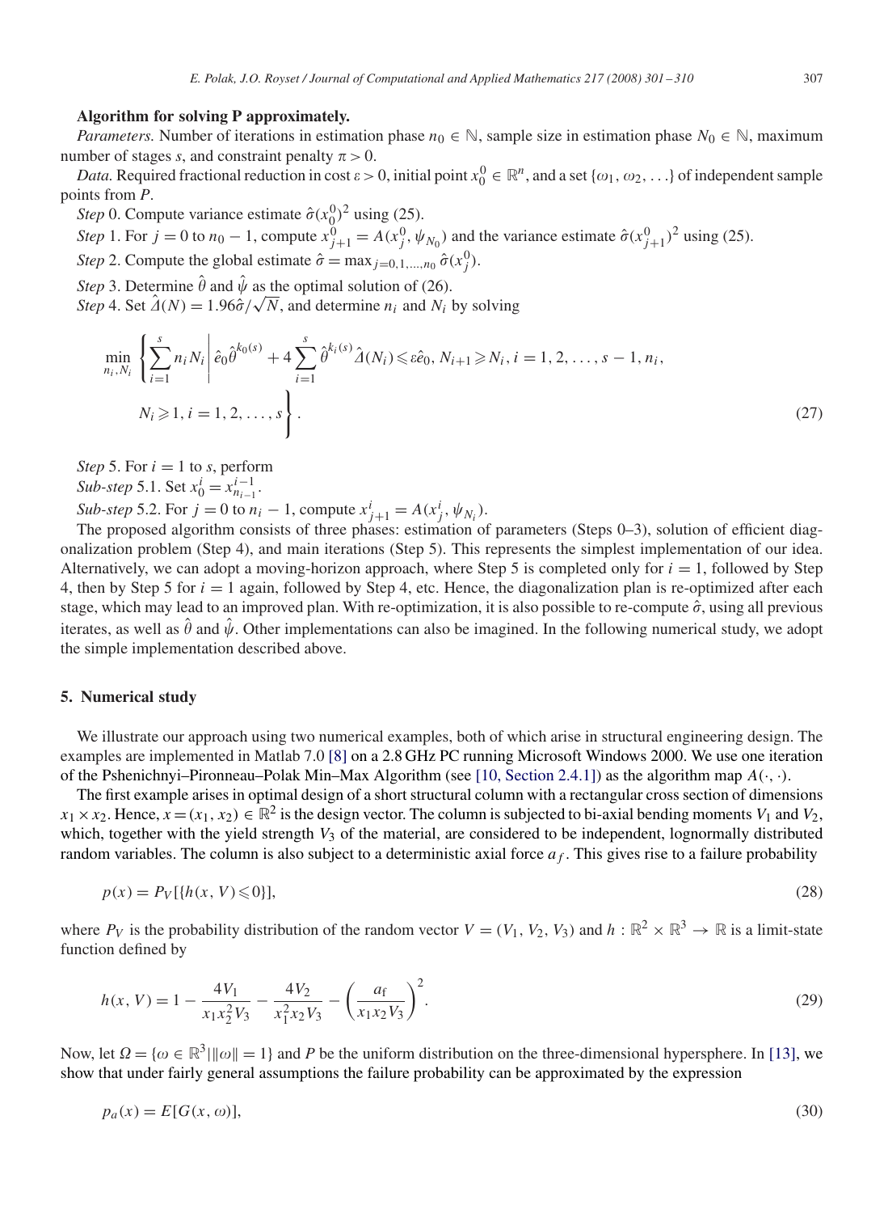**Algorithm for solving P approximately.**

*Parameters.* Number of iterations in estimation phase $n_0 \in \mathbb{N}$, sample size in estimation phase $N_0 \in \mathbb{N}$, maximum number of stages $s$, and constraint penalty $\pi > 0$.

*Data.* Required fractional reduction in cost $\varepsilon > 0$, initial point $x_0^0 \in \mathbb{R}^n$, and a set $\{\omega_1, \omega_2, \ldots\}$ of independent sample points from $P$.

*Step* 0. Compute variance estimate $\hat{\sigma}(x_0^0)^2$ using (25).

*Step* 1. For $j = 0$ to $n_0 - 1$, compute $x_{j+1}^0 = A(x_j^0, \psi_{N_0})$ and the variance estimate $\hat{\sigma}(x_{j+1}^0)^2$ using (25).

*Step* 2. Compute the global estimate $\hat{\sigma} = \max_{j=0,1,\ldots,n_0} \hat{\sigma}(x_j^0)$.

*Step* 3. Determine $\hat{\theta}$ and $\hat{\psi}$ as the optimal solution of (26).

*Step* 4. Set $\hat{\Delta}(N) = 1.96\hat{\sigma}/\sqrt{N}$, and determine $n_i$ and $N_i$ by solving

$$\min_{n_i, N_i} \left\{ \sum_{i=1}^{s} n_i N_i \,\middle|\, \hat{e}_0 \hat{\theta}^{k_0(s)} + 4 \sum_{i=1}^{s} \hat{\theta}^{k_i(s)} \hat{\Delta}(N_i) \leqslant \varepsilon \hat{e}_0,\ N_{i+1} \geqslant N_i,\ i = 1, 2, \ldots, s-1,\ n_i, \right.$$
$$\left. N_i \geqslant 1,\ i = 1, 2, \ldots, s \right\}. \tag{27}$$

*Step* 5. For $i = 1$ to $s$, perform

*Sub-step* 5.1. Set $x_0^i = x_{n_{i-1}}^{i-1}$.

*Sub-step* 5.2. For $j = 0$ to $n_i - 1$, compute $x_{j+1}^i = A(x_j^i, \psi_{N_i})$.

The proposed algorithm consists of three phases: estimation of parameters (Steps 0–3), solution of efficient diagonalization problem (Step 4), and main iterations (Step 5). This represents the simplest implementation of our idea. Alternatively, we can adopt a moving-horizon approach, where Step 5 is completed only for $i = 1$, followed by Step 4, then by Step 5 for $i = 1$ again, followed by Step 4, etc. Hence, the diagonalization plan is re-optimized after each stage, which may lead to an improved plan. With re-optimization, it is also possible to re-compute $\hat{\sigma}$, using all previous iterates, as well as $\hat{\theta}$ and $\hat{\psi}$. Other implementations can also be imagined. In the following numerical study, we adopt the simple implementation described above.

## 5. Numerical study

We illustrate our approach using two numerical examples, both of which arise in structural engineering design. The examples are implemented in Matlab 7.0 [8] on a 2.8 GHz PC running Microsoft Windows 2000. We use one iteration of the Pshenichnyi–Pironneau–Polak Min–Max Algorithm (see [10, Section 2.4.1]) as the algorithm map $A(\cdot, \cdot)$.

The first example arises in optimal design of a short structural column with a rectangular cross section of dimensions $x_1 \times x_2$. Hence, $x = (x_1, x_2) \in \mathbb{R}^2$ is the design vector. The column is subjected to bi-axial bending moments $V_1$ and $V_2$, which, together with the yield strength $V_3$ of the material, are considered to be independent, lognormally distributed random variables. The column is also subject to a deterministic axial force $a_f$. This gives rise to a failure probability

$$p(x) = P_V[\{h(x, V) \leqslant 0\}], \tag{28}$$

where $P_V$ is the probability distribution of the random vector $V = (V_1, V_2, V_3)$ and $h : \mathbb{R}^2 \times \mathbb{R}^3 \to \mathbb{R}$ is a limit-state function defined by

$$h(x, V) = 1 - \frac{4V_1}{x_1 x_2^2 V_3} - \frac{4V_2}{x_1^2 x_2 V_3} - \left( \frac{a_\text{f}}{x_1 x_2 V_3} \right)^2. \tag{29}$$

Now, let $\Omega = \{\omega \in \mathbb{R}^3 \,|\, \|\omega\| = 1\}$ and $P$ be the uniform distribution on the three-dimensional hypersphere. In [13], we show that under fairly general assumptions the failure probability can be approximated by the expression

$$p_a(x) = E[G(x, \omega)], \tag{30}$$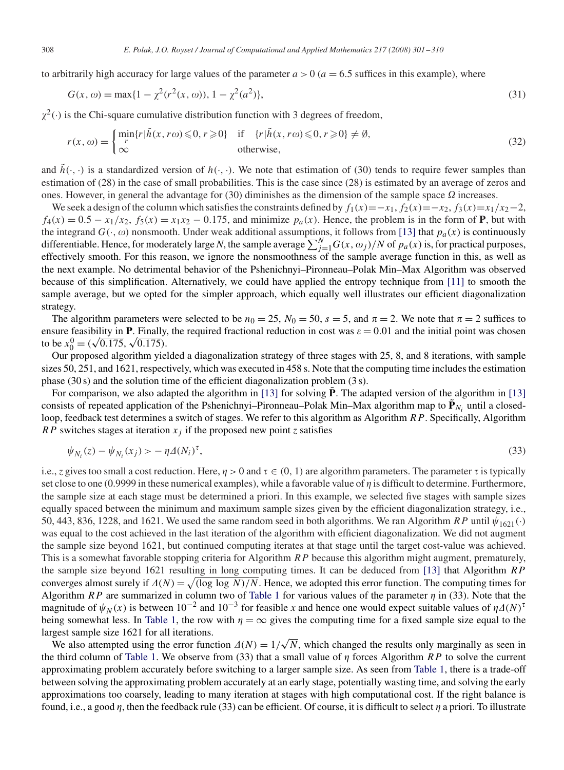to arbitrarily high accuracy for large values of the parameter $a > 0$ ($a = 6.5$ suffices in this example), where

$$G(x, \omega) = \max\{1 - \chi^2(r^2(x, \omega)), 1 - \chi^2(a^2)\}, \tag{31}$$

$\chi^2(\cdot)$ is the Chi-square cumulative distribution function with 3 degrees of freedom,

$$r(x, \omega) = \begin{cases} \min_r\{r \mid \tilde{h}(x, r\omega) \leqslant 0, r \geqslant 0\} & \text{if} \quad \{r \mid \tilde{h}(x, r\omega) \leqslant 0, r \geqslant 0\} \neq \emptyset, \\ \infty & \text{otherwise}, \end{cases} \tag{32}$$

and $\tilde{h}(\cdot, \cdot)$ is a standardized version of $h(\cdot, \cdot)$. We note that estimation of (30) tends to require fewer samples than estimation of (28) in the case of small probabilities. This is the case since (28) is estimated by an average of zeros and ones. However, in general the advantage for (30) diminishes as the dimension of the sample space $\Omega$ increases.

We seek a design of the column which satisfies the constraints defined by $f_1(x) = -x_1$, $f_2(x) = -x_2$, $f_3(x) = x_1/x_2 - 2$, $f_4(x) = 0.5 - x_1/x_2$, $f_5(x) = x_1 x_2 - 0.175$, and minimize $p_a(x)$. Hence, the problem is in the form of **P**, but with the integrand $G(\cdot, \omega)$ nonsmooth. Under weak additional assumptions, it follows from [13] that $p_a(x)$ is continuously differentiable. Hence, for moderately large $N$, the sample average $\sum_{j=1}^{N} G(x, \omega_j)/N$ of $p_a(x)$ is, for practical purposes, effectively smooth. For this reason, we ignore the nonsmoothness of the sample average function in this, as well as the next example. No detrimental behavior of the Pshenichnyi–Pironneau–Polak Min–Max Algorithm was observed because of this simplification. Alternatively, we could have applied the entropy technique from [11] to smooth the sample average, but we opted for the simpler approach, which equally well illustrates our efficient diagonalization strategy.

The algorithm parameters were selected to be $n_0 = 25$, $N_0 = 50$, $s = 5$, and $\pi = 2$. We note that $\pi = 2$ suffices to ensure feasibility in **P**. Finally, the required fractional reduction in cost was $\varepsilon = 0.01$ and the initial point was chosen to be $x_0^0 = (\sqrt{0.175}, \sqrt{0.175})$.

Our proposed algorithm yielded a diagonalization strategy of three stages with 25, 8, and 8 iterations, with sample sizes 50, 251, and 1621, respectively, which was executed in 458 s. Note that the computing time includes the estimation phase (30 s) and the solution time of the efficient diagonalization problem (3 s).

For comparison, we also adapted the algorithm in [13] for solving $\tilde{\mathbf{P}}$. The adapted version of the algorithm in [13] consists of repeated application of the Pshenichnyi–Pironneau–Polak Min–Max algorithm map to $\tilde{\mathbf{P}}_{N_i}$ until a closed-loop, feedback test determines a switch of stages. We refer to this algorithm as Algorithm $RP$. Specifically, Algorithm $RP$ switches stages at iteration $x_j$ if the proposed new point $z$ satisfies

$$\psi_{N_i}(z) - \psi_{N_i}(x_j) > -\eta \Delta(N_i)^{\tau}, \tag{33}$$

i.e., $z$ gives too small a cost reduction. Here, $\eta > 0$ and $\tau \in (0, 1)$ are algorithm parameters. The parameter $\tau$ is typically set close to one (0.9999 in these numerical examples), while a favorable value of $\eta$ is difficult to determine. Furthermore, the sample size at each stage must be determined a priori. In this example, we selected five stages with sample sizes equally spaced between the minimum and maximum sample sizes given by the efficient diagonalization strategy, i.e., 50, 443, 836, 1228, and 1621. We used the same random seed in both algorithms. We ran Algorithm $RP$ until $\psi_{1621}(\cdot)$ was equal to the cost achieved in the last iteration of the algorithm with efficient diagonalization. We did not augment the sample size beyond 1621, but continued computing iterates at that stage until the target cost-value was achieved. This is a somewhat favorable stopping criteria for Algorithm $RP$ because this algorithm might augment, prematurely, the sample size beyond 1621 resulting in long computing times. It can be deduced from [13] that Algorithm $RP$ converges almost surely if $\Delta(N) = \sqrt{(\log \log N)/N}$. Hence, we adopted this error function. The computing times for Algorithm $RP$ are summarized in column two of Table 1 for various values of the parameter $\eta$ in (33). Note that the magnitude of $\psi_N(x)$ is between $10^{-2}$ and $10^{-3}$ for feasible $x$ and hence one would expect suitable values of $\eta \Delta(N)^{\tau}$ being somewhat less. In Table 1, the row with $\eta = \infty$ gives the computing time for a fixed sample size equal to the largest sample size 1621 for all iterations.

We also attempted using the error function $\Delta(N) = 1/\sqrt{N}$, which changed the results only marginally as seen in the third column of Table 1. We observe from (33) that a small value of $\eta$ forces Algorithm $RP$ to solve the current approximating problem accurately before switching to a larger sample size. As seen from Table 1, there is a trade-off between solving the approximating problem accurately at an early stage, potentially wasting time, and solving the early approximations too coarsely, leading to many iteration at stages with high computational cost. If the right balance is found, i.e., a good $\eta$, then the feedback rule (33) can be efficient. Of course, it is difficult to select $\eta$ a priori. To illustrate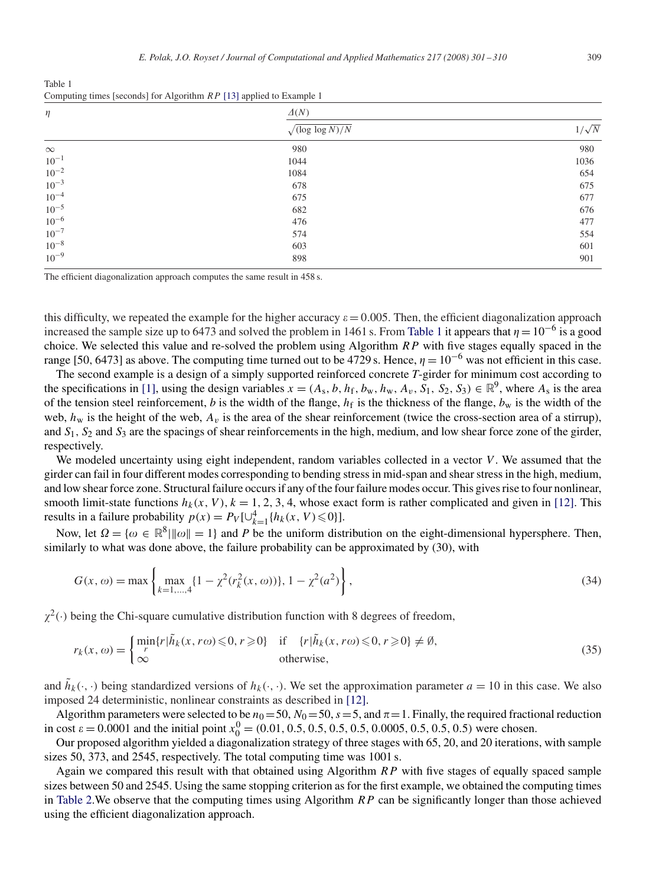Table 1
Computing times [seconds] for Algorithm *RP* [13] applied to Example 1

| $\eta$ | $\Delta(N)$ | |
|---|---|---|
| | $\sqrt{(\log \log N)/N}$ | $1/\sqrt{N}$ |
| $\infty$ | 980 | 980 |
| $10^{-1}$ | 1044 | 1036 |
| $10^{-2}$ | 1084 | 654 |
| $10^{-3}$ | 678 | 675 |
| $10^{-4}$ | 675 | 677 |
| $10^{-5}$ | 682 | 676 |
| $10^{-6}$ | 476 | 477 |
| $10^{-7}$ | 574 | 554 |
| $10^{-8}$ | 603 | 601 |
| $10^{-9}$ | 898 | 901 |

The efficient diagonalization approach computes the same result in 458 s.

this difficulty, we repeated the example for the higher accuracy $\varepsilon = 0.005$. Then, the efficient diagonalization approach increased the sample size up to 6473 and solved the problem in 1461 s. From Table 1 it appears that $\eta = 10^{-6}$ is a good choice. We selected this value and re-solved the problem using Algorithm *RP* with five stages equally spaced in the range [50, 6473] as above. The computing time turned out to be 4729 s. Hence, $\eta = 10^{-6}$ was not efficient in this case.

The second example is a design of a simply supported reinforced concrete *T*-girder for minimum cost according to the specifications in [1], using the design variables $x = (A_s, b, h_f, b_w, h_w, A_v, S_1, S_2, S_3) \in \mathbb{R}^9$, where $A_s$ is the area of the tension steel reinforcement, $b$ is the width of the flange, $h_f$ is the thickness of the flange, $b_w$ is the width of the web, $h_w$ is the height of the web, $A_v$ is the area of the shear reinforcement (twice the cross-section area of a stirrup), and $S_1$, $S_2$ and $S_3$ are the spacings of shear reinforcements in the high, medium, and low shear force zone of the girder, respectively.

We modeled uncertainty using eight independent, random variables collected in a vector $V$. We assumed that the girder can fail in four different modes corresponding to bending stress in mid-span and shear stress in the high, medium, and low shear force zone. Structural failure occurs if any of the four failure modes occur. This gives rise to four nonlinear, smooth limit-state functions $h_k(x, V)$, $k = 1, 2, 3, 4$, whose exact form is rather complicated and given in [12]. This results in a failure probability $p(x) = P_V[\cup_{k=1}^{4}\{h_k(x, V) \leqslant 0\}]$.

Now, let $\Omega = \{\omega \in \mathbb{R}^8 \mid \|\omega\| = 1\}$ and $P$ be the uniform distribution on the eight-dimensional hypersphere. Then, similarly to what was done above, the failure probability can be approximated by (30), with

$$G(x, \omega) = \max\left\{\max_{k=1,\ldots,4}\{1 - \chi^2(r_k^2(x, \omega))\}, 1 - \chi^2(a^2)\right\}, \tag{34}$$

$\chi^2(\cdot)$ being the Chi-square cumulative distribution function with 8 degrees of freedom,

$$r_k(x, \omega) = \begin{cases} \min_r\{r \mid \tilde{h}_k(x, r\omega) \leqslant 0, r \geqslant 0\} & \text{if} \quad \{r \mid \tilde{h}_k(x, r\omega) \leqslant 0, r \geqslant 0\} \neq \emptyset, \\ \infty & \text{otherwise}, \end{cases} \tag{35}$$

and $\tilde{h}_k(\cdot, \cdot)$ being standardized versions of $h_k(\cdot, \cdot)$. We set the approximation parameter $a = 10$ in this case. We also imposed 24 deterministic, nonlinear constraints as described in [12].

Algorithm parameters were selected to be $n_0 = 50$, $N_0 = 50$, $s = 5$, and $\pi = 1$. Finally, the required fractional reduction in cost $\varepsilon = 0.0001$ and the initial point $x_0^0 = (0.01, 0.5, 0.5, 0.5, 0.5, 0.0005, 0.5, 0.5, 0.5)$ were chosen.

Our proposed algorithm yielded a diagonalization strategy of three stages with 65, 20, and 20 iterations, with sample sizes 50, 373, and 2545, respectively. The total computing time was 1001 s.

Again we compared this result with that obtained using Algorithm *RP* with five stages of equally spaced sample sizes between 50 and 2545. Using the same stopping criterion as for the first example, we obtained the computing times in Table 2.We observe that the computing times using Algorithm *RP* can be significantly longer than those achieved using the efficient diagonalization approach.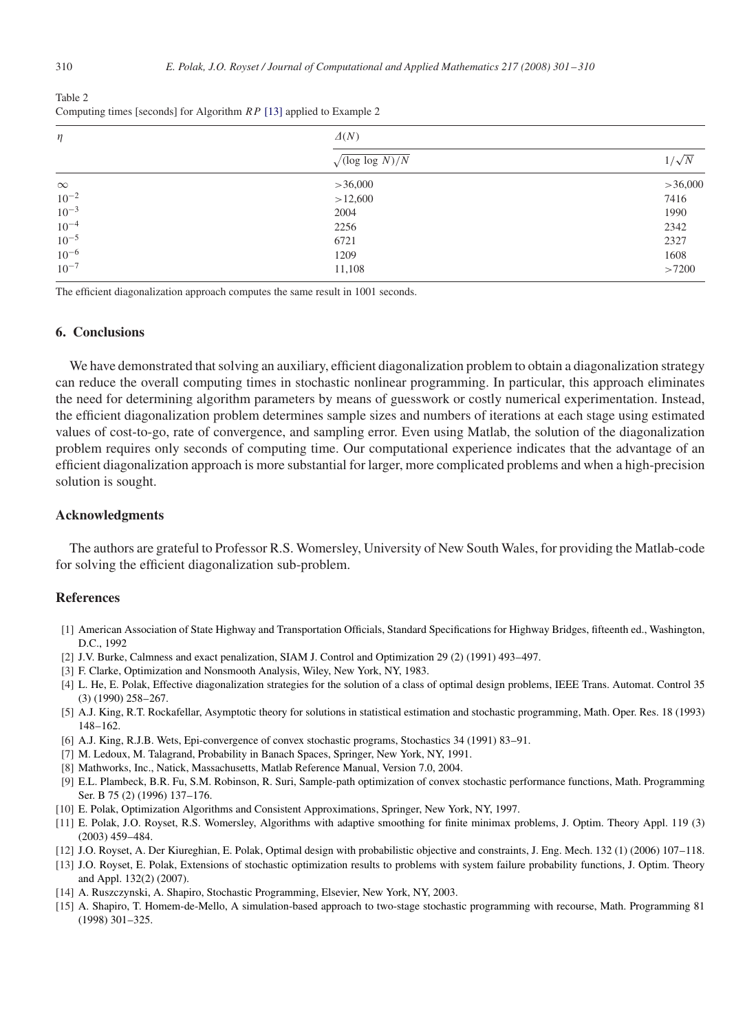Table 2
Computing times [seconds] for Algorithm $RP$ [13] applied to Example 2

| $\eta$ | $\Delta(N)$ | |
|---|---|---|
| | $\sqrt{(\log \log N)/N}$ | $1/\sqrt{N}$ |
| $\infty$ | $>36{,}000$ | $>36{,}000$ |
| $10^{-2}$ | $>12{,}600$ | 7416 |
| $10^{-3}$ | 2004 | 1990 |
| $10^{-4}$ | 2256 | 2342 |
| $10^{-5}$ | 6721 | 2327 |
| $10^{-6}$ | 1209 | 1608 |
| $10^{-7}$ | 11,108 | $>7200$ |

The efficient diagonalization approach computes the same result in 1001 seconds.

## 6. Conclusions

We have demonstrated that solving an auxiliary, efficient diagonalization problem to obtain a diagonalization strategy can reduce the overall computing times in stochastic nonlinear programming. In particular, this approach eliminates the need for determining algorithm parameters by means of guesswork or costly numerical experimentation. Instead, the efficient diagonalization problem determines sample sizes and numbers of iterations at each stage using estimated values of cost-to-go, rate of convergence, and sampling error. Even using Matlab, the solution of the diagonalization problem requires only seconds of computing time. Our computational experience indicates that the advantage of an efficient diagonalization approach is more substantial for larger, more complicated problems and when a high-precision solution is sought.

## Acknowledgments

The authors are grateful to Professor R.S. Womersley, University of New South Wales, for providing the Matlab-code for solving the efficient diagonalization sub-problem.

## References

[1] American Association of State Highway and Transportation Officials, Standard Specifications for Highway Bridges, fifteenth ed., Washington, D.C., 1992

[2] J.V. Burke, Calmness and exact penalization, SIAM J. Control and Optimization 29 (2) (1991) 493–497.

[3] F. Clarke, Optimization and Nonsmooth Analysis, Wiley, New York, NY, 1983.

[4] L. He, E. Polak, Effective diagonalization strategies for the solution of a class of optimal design problems, IEEE Trans. Automat. Control 35 (3) (1990) 258–267.

[5] A.J. King, R.T. Rockafellar, Asymptotic theory for solutions in statistical estimation and stochastic programming, Math. Oper. Res. 18 (1993) 148–162.

[6] A.J. King, R.J.B. Wets, Epi-convergence of convex stochastic programs, Stochastics 34 (1991) 83–91.

[7] M. Ledoux, M. Talagrand, Probability in Banach Spaces, Springer, New York, NY, 1991.

[8] Mathworks, Inc., Natick, Massachusetts, Matlab Reference Manual, Version 7.0, 2004.

[9] E.L. Plambeck, B.R. Fu, S.M. Robinson, R. Suri, Sample-path optimization of convex stochastic performance functions, Math. Programming Ser. B 75 (2) (1996) 137–176.

[10] E. Polak, Optimization Algorithms and Consistent Approximations, Springer, New York, NY, 1997.

[11] E. Polak, J.O. Royset, R.S. Womersley, Algorithms with adaptive smoothing for finite minimax problems, J. Optim. Theory Appl. 119 (3) (2003) 459–484.

[12] J.O. Royset, A. Der Kiureghian, E. Polak, Optimal design with probabilistic objective and constraints, J. Eng. Mech. 132 (1) (2006) 107–118.

[13] J.O. Royset, E. Polak, Extensions of stochastic optimization results to problems with system failure probability functions, J. Optim. Theory and Appl. 132(2) (2007).

[14] A. Ruszczynski, A. Shapiro, Stochastic Programming, Elsevier, New York, NY, 2003.

[15] A. Shapiro, T. Homem-de-Mello, A simulation-based approach to two-stage stochastic programming with recourse, Math. Programming 81 (1998) 301–325.